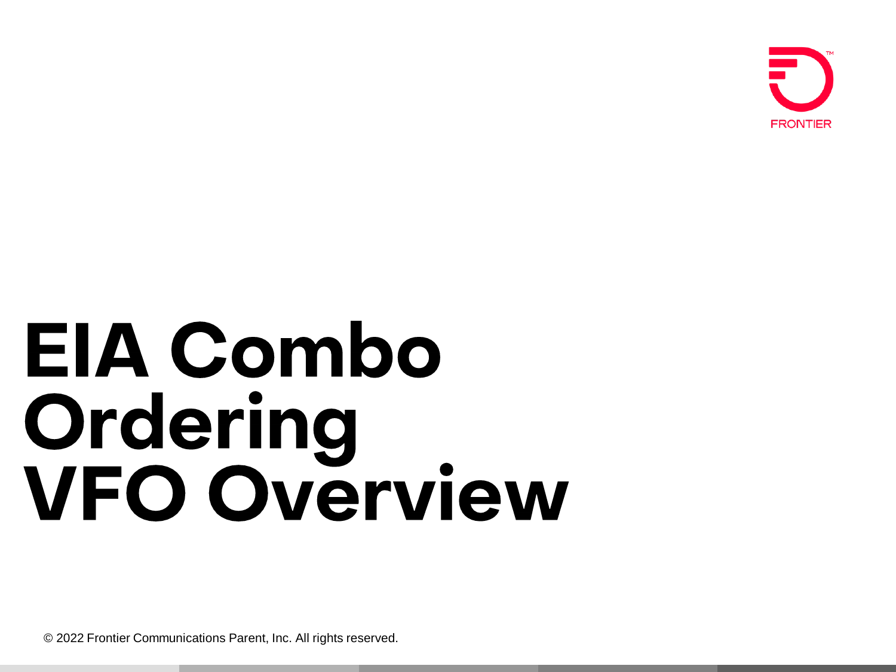FRONTIER

# EIA Combo Ordering VFO Overview

© 2022 Frontier Communications Parent, Inc. All rights reserved.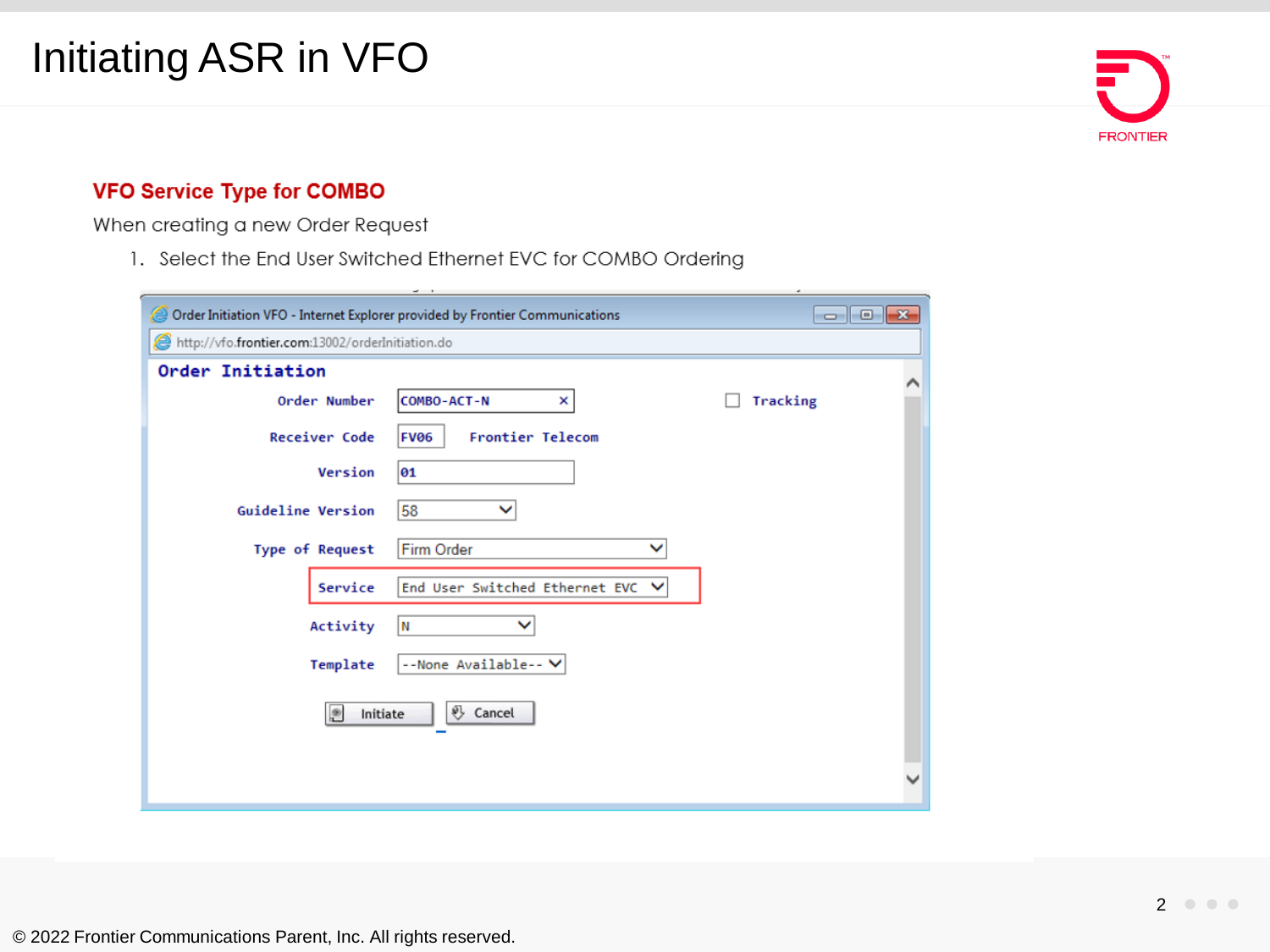# Initiating ASR in VFO

## VFO Service Type for COMBO

When creating a new Order Request

1. Select the End User Switched Ethernet EVC for COMBO Ordering

Order Initiation VFO - Internet Explorer provided by Frontier Communications

http://vfo.frontier.com:13002/orderInitiation.do

**Order Initiation**

| Field | Value |
| --- | --- |
| Order Number | COMBO-ACT-N |
| Receiver Code | FV06 Frontier Telecom |
| Version | 01 |
| Guideline Version | 58 |
| Type of Request | Firm Order |
| Service | End User Switched Ethernet EVC |
| Activity | N |
| Template | --None Available-- |

Tracking

Initiate | Cancel

© 2022 Frontier Communications Parent, Inc. All rights reserved.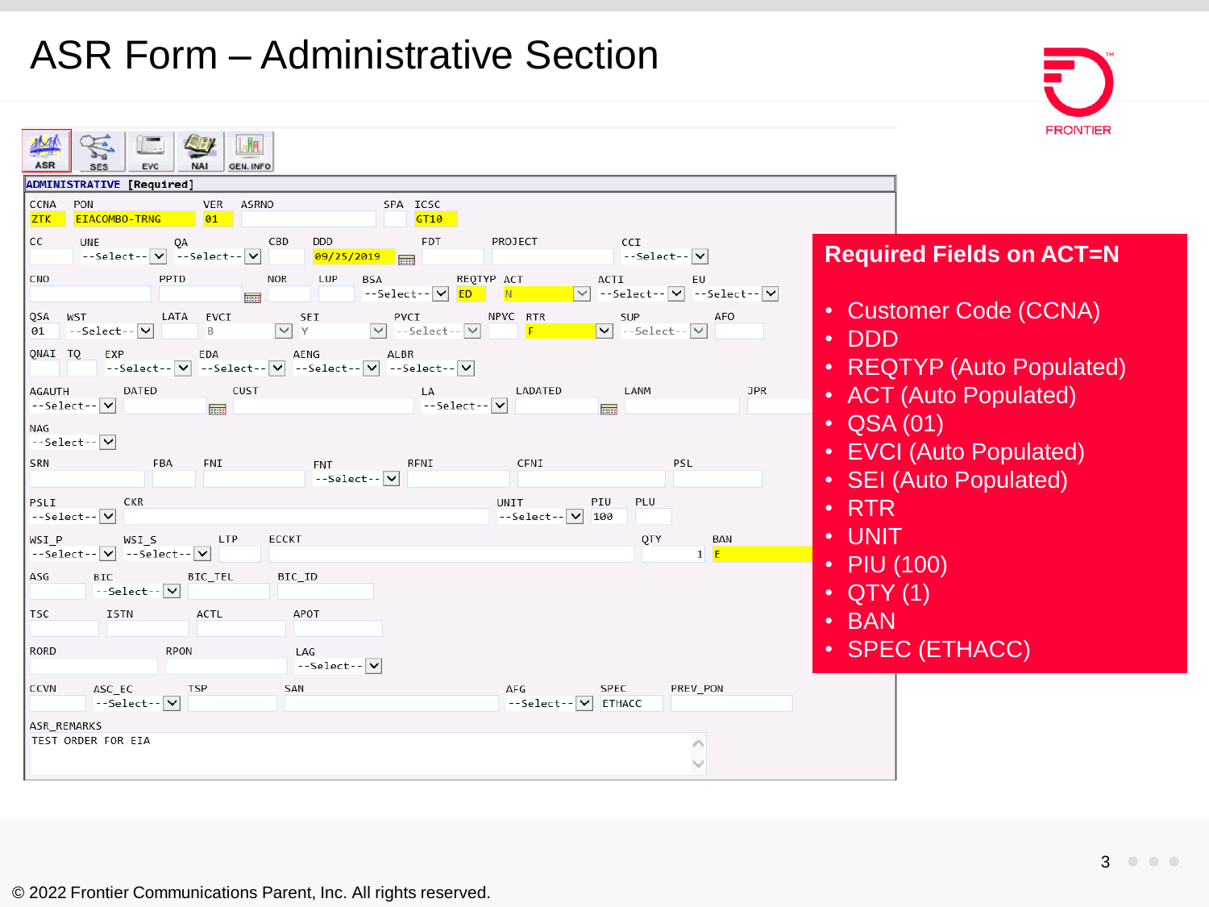# ASR Form – Administrative Section

ASR | SES | EVC | NAI | GEN. INFO

ADMINISTRATIVE [Required]

| Field | Value |
|---|---|
| CCNA | ZTK |
| PON | EIACOMBO-TRNG |
| VER | 01 |
| ASRNO | |
| SPA | |
| ICSC | GT10 |
| CC | |
| UNE | --Select-- |
| QA | --Select-- |
| CBD | |
| DDD | 09/25/2019 |
| FDT | |
| PROJECT | |
| CCI | --Select-- |
| CNO | |
| PPTD | |
| NOR | |
| LUP | |
| BSA | --Select-- |
| REQTYP | ED |
| ACT | N |
| ACTI | --Select-- |
| EU | --Select-- |
| QSA | 01 |
| WST | --Select-- |
| LATA | |
| EVCI | B |
| SEI | Y |
| PVCI | --Select-- |
| NPVC | |
| RTR | F |
| SUP | --Select-- |
| AFO | |
| QNAI | |
| TQ | |
| EXP | --Select-- |
| EDA | --Select-- |
| AENG | --Select-- |
| ALBR | --Select-- |
| AGAUTH | --Select-- |
| DATED | |
| CUST | |
| LA | --Select-- |
| LADATED | |
| LANM | |
| JPR | |
| NAG | --Select-- |
| SRN | |
| FBA | |
| FNI | |
| FNT | --Select-- |
| RFNI | |
| CFNI | |
| PSL | |
| PSLI | --Select-- |
| CKR | |
| UNIT | --Select-- |
| PIU | 100 |
| PLU | |
| WSI_P | --Select-- |
| WSI_S | --Select-- |
| LTP | |
| ECCKT | |
| QTY | 1 |
| BAN | E |
| ASG | |
| BIC | --Select-- |
| BIC_TEL | |
| BIC_ID | |
| TSC | |
| ISTN | |
| ACTL | |
| APOT | |
| RORD | |
| RPON | |
| LAG | --Select-- |
| CCVN | |
| ASC_EC | --Select-- |
| TSP | |
| SAN | |
| AFG | --Select-- |
| SPEC | ETHACC |
| PREV_PON | |
| ASR_REMARKS | TEST ORDER FOR EIA |

## Required Fields on ACT=N

- Customer Code (CCNA)
- DDD
- REQTYP (Auto Populated)
- ACT (Auto Populated)
- QSA (01)
- EVCI (Auto Populated)
- SEI (Auto Populated)
- RTR
- UNIT
- PIU (100)
- QTY (1)
- BAN
- SPEC (ETHACC)

© 2022 Frontier Communications Parent, Inc. All rights reserved.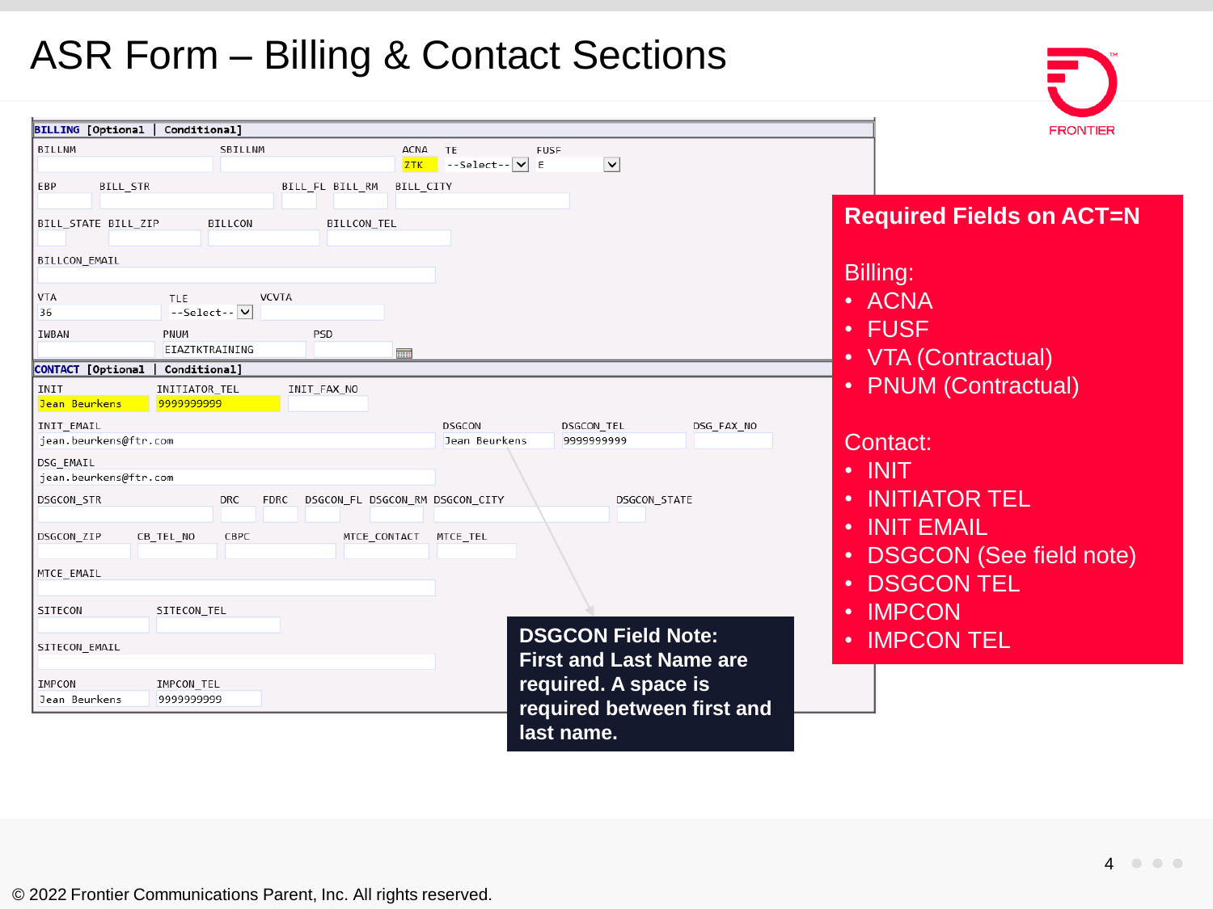# ASR Form – Billing & Contact Sections

**BILLING** [Optional | Conditional]

| Field | Value |
|---|---|
| BILLNM | |
| SBILLNM | |
| ACNA | ZTK |
| TE | --Select-- |
| FUSF | E |
| EBP | |
| BILL_STR | |
| BILL_FL | |
| BILL_RM | |
| BILL_CITY | |
| BILL_STATE | |
| BILL_ZIP | |
| BILLCON | |
| BILLCON_TEL | |
| BILLCON_EMAIL | |
| VTA | 36 |
| TLE | --Select-- |
| VCVTA | |
| IWBAN | |
| PNUM | EIAZTKTRAINING |
| PSD | |

**CONTACT** [Optional | Conditional]

| Field | Value |
|---|---|
| INIT | Jean Beurkens |
| INITIATOR_TEL | 9999999999 |
| INIT_FAX_NO | |
| INIT_EMAIL | jean.beurkens@ftr.com |
| DSGCON | Jean Beurkens |
| DSGCON_TEL | 9999999999 |
| DSG_FAX_NO | |
| DSG_EMAIL | jean.beurkens@ftr.com |
| DSGCON_STR | |
| DRC | |
| FDRC | |
| DSGCON_FL | |
| DSGCON_RM | |
| DSGCON_CITY | |
| DSGCON_STATE | |
| DSGCON_ZIP | |
| CB_TEL_NO | |
| CBPC | |
| MTCE_CONTACT | |
| MTCE_TEL | |
| MTCE_EMAIL | |
| SITECON | |
| SITECON_TEL | |
| SITECON_EMAIL | |
| IMPCON | Jean Beurkens |
| IMPCON_TEL | 9999999999 |

**DSGCON Field Note: First and Last Name are required. A space is required between first and last name.**

**Required Fields on ACT=N**

Billing:
- ACNA
- FUSF
- VTA (Contractual)
- PNUM (Contractual)

Contact:
- INIT
- INITIATOR TEL
- INIT EMAIL
- DSGCON (See field note)
- DSGCON TEL
- IMPCON
- IMPCON TEL

© 2022 Frontier Communications Parent, Inc. All rights reserved.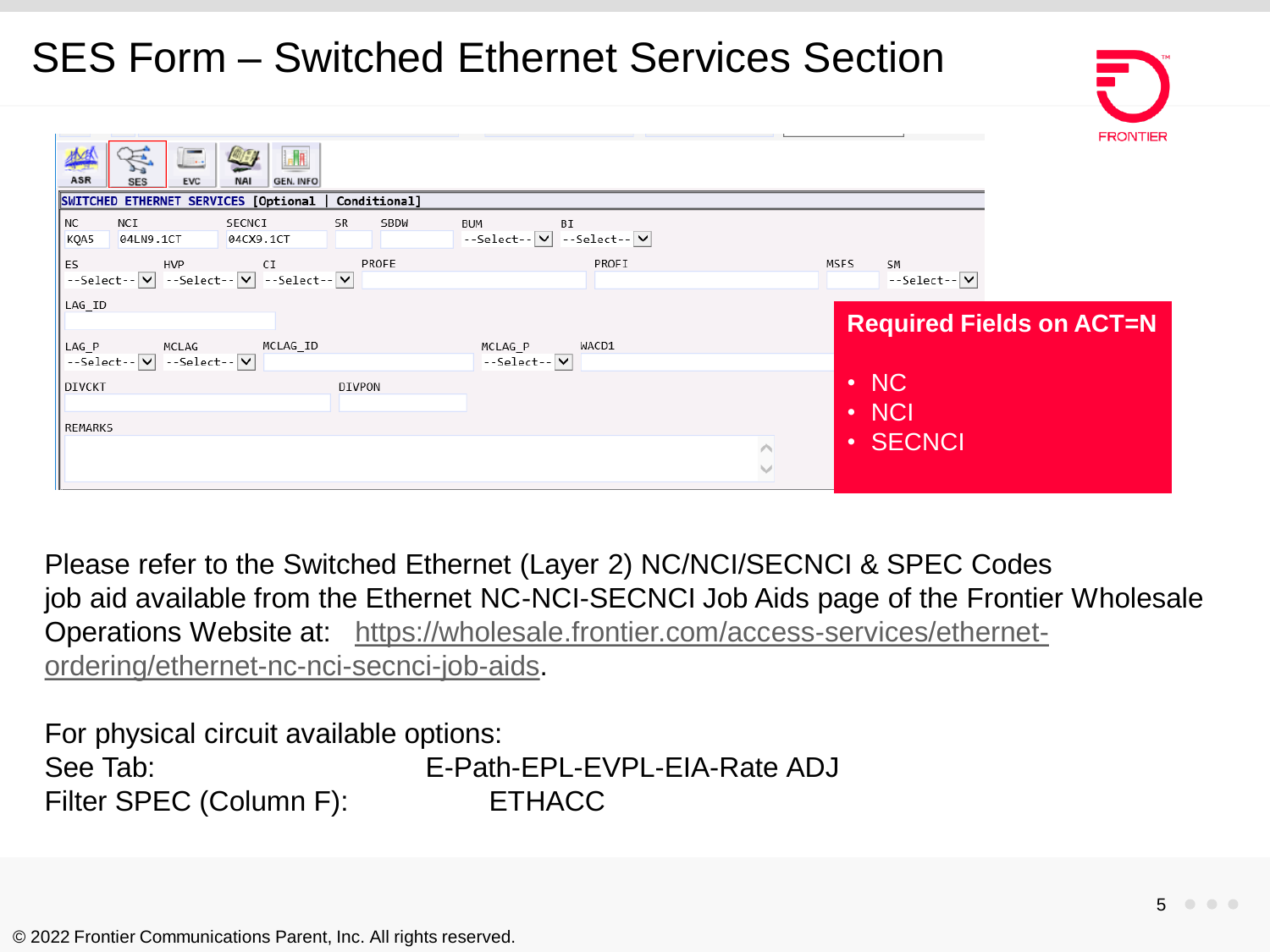# SES Form – Switched Ethernet Services Section

SWITCHED ETHERNET SERVICES [Optional | Conditional]

| NC | NCI | SECNCI | SR | SBDW | BUM | BI |
|---|---|---|---|---|---|---|
| KQA5 | 04LN9.1CT | 04CX9.1CT | | | --Select-- | --Select-- |

| ES | HVP | CI | PROFE | PROFI | MSFS | SM |
|---|---|---|---|---|---|---|
| --Select-- | --Select-- | --Select-- | | | | --Select-- |

LAG_ID

| LAG_P | MCLAG | MCLAG_ID | MCLAG_P | WACD1 |
|---|---|---|---|---|
| --Select-- | --Select-- | | --Select-- | |

DIVCKT

DIVPON

REMARKS

**Required Fields on ACT=N**

- NC
- NCI
- SECNCI

Please refer to the Switched Ethernet (Layer 2) NC/NCI/SECNCI & SPEC Codes job aid available from the Ethernet NC-NCI-SECNCI Job Aids page of the Frontier Wholesale Operations Website at: https://wholesale.frontier.com/access-services/ethernet-ordering/ethernet-nc-nci-secnci-job-aids.

For physical circuit available options:
See Tab: E-Path-EPL-EVPL-EIA-Rate ADJ
Filter SPEC (Column F): ETHACC

© 2022 Frontier Communications Parent, Inc. All rights reserved.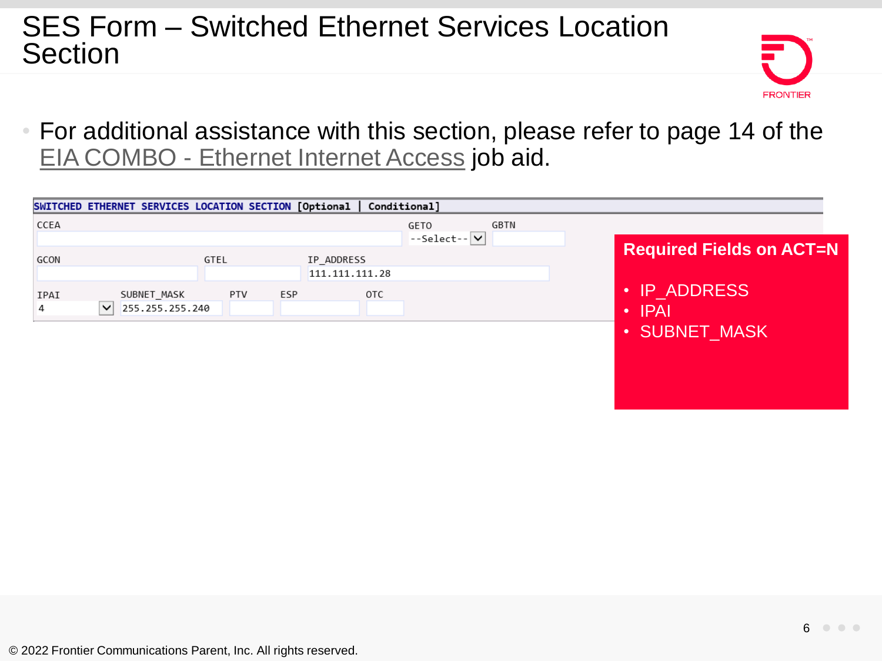# SES Form – Switched Ethernet Services Location Section

- For additional assistance with this section, please refer to page 14 of the EIA COMBO - Ethernet Internet Access job aid.

**SWITCHED ETHERNET SERVICES LOCATION SECTION [Optional | Conditional]**

| Field | Value |
|---|---|
| CCEA | |
| GETO | --Select-- |
| GBTN | |
| GCON | |
| GTEL | |
| IP_ADDRESS | 111.111.111.28 |
| IPAI | 4 |
| SUBNET_MASK | 255.255.255.240 |
| PTV | |
| ESP | |
| OTC | |

**Required Fields on ACT=N**

- IP_ADDRESS
- IPAI
- SUBNET_MASK

© 2022 Frontier Communications Parent, Inc. All rights reserved.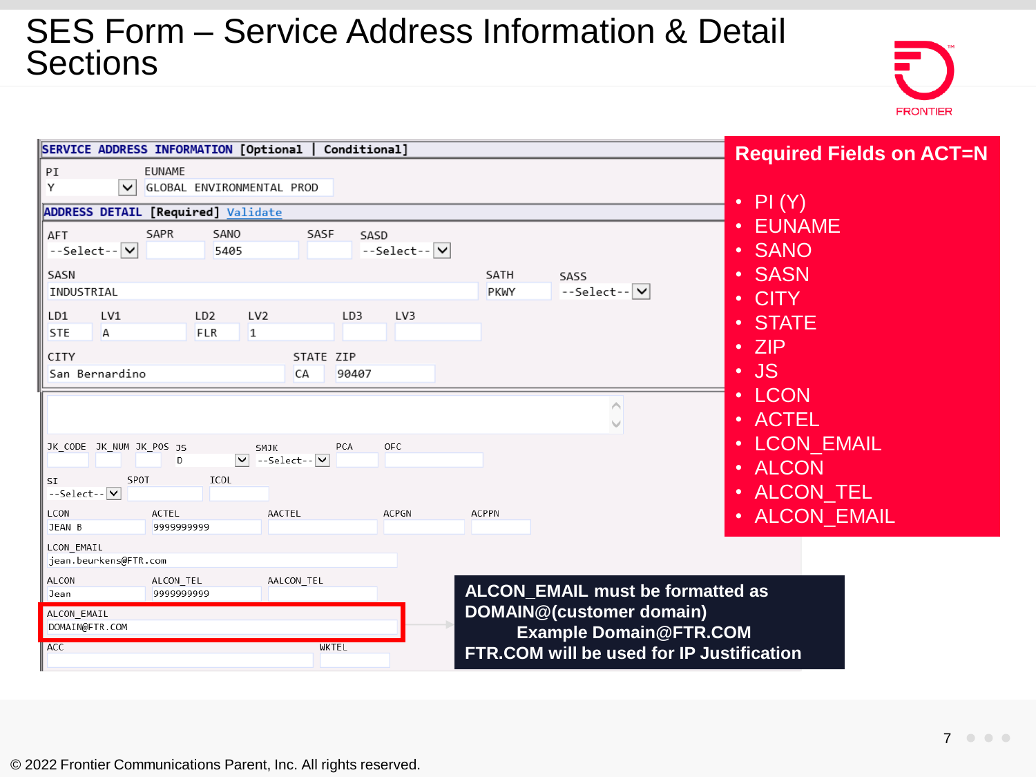# SES Form – Service Address Information & Detail Sections

**SERVICE ADDRESS INFORMATION** [Optional | Conditional]

PI: Y
EUNAME: GLOBAL ENVIRONMENTAL PROD

**ADDRESS DETAIL** [Required] Validate

AFT: --Select--
SAPR:
SANO: 5405
SASF:
SASD: --Select--

SASN: INDUSTRIAL
SATH: PKWY
SASS: --Select--

LD1: STE
LV1: A
LD2: FLR
LV2: 1
LD3:
LV3:

CITY: San Bernardino
STATE: CA
ZIP: 90407

JK_CODE:
JK_NUM:
JK_POS:
JS: D
SMJK: --Select--
PCA:
OFC:

SI: --Select--
SPOT:
ICOL:

LCON: JEAN B
ACTEL: 9999999999
AACTEL:
ACPGN:
ACPPN:

LCON_EMAIL: jean.beurkens@FTR.com

ALCON: Jean
ALCON_TEL: 9999999999
AALCON_TEL:

ALCON_EMAIL: DOMAIN@FTR.COM

ACC:
WKTEL:

**Required Fields on ACT=N**

- PI (Y)
- EUNAME
- SANO
- SASN
- CITY
- STATE
- ZIP
- JS
- LCON
- ACTEL
- LCON_EMAIL
- ALCON
- ALCON_TEL
- ALCON_EMAIL

**ALCON_EMAIL must be formatted as DOMAIN@(customer domain)**
**Example Domain@FTR.COM**
**FTR.COM will be used for IP Justification**

© 2022 Frontier Communications Parent, Inc. All rights reserved.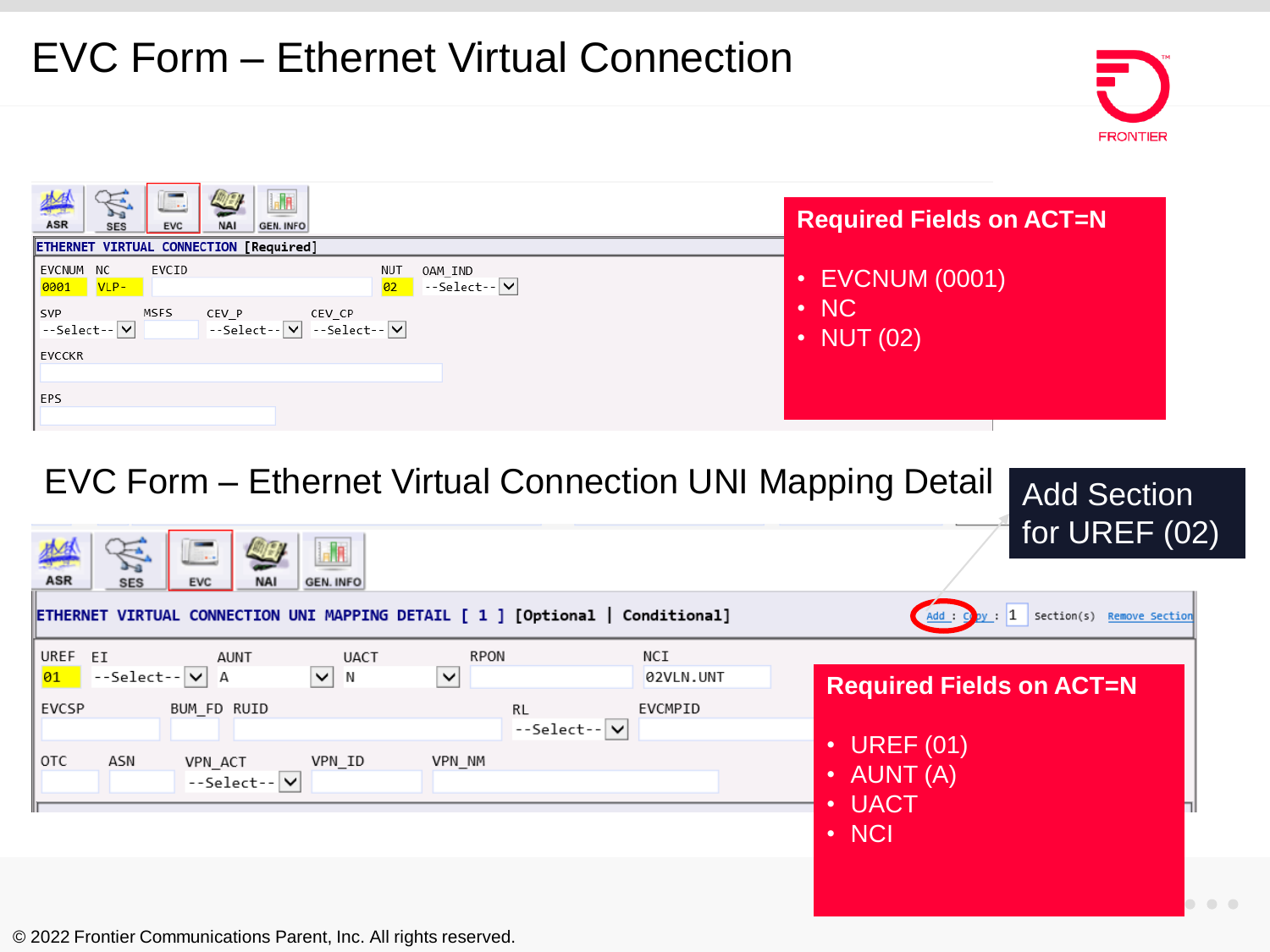# EVC Form – Ethernet Virtual Connection

ASR | SES | EVC | NAI | GEN. INFO

ETHERNET VIRTUAL CONNECTION [Required]

| EVCNUM | NC | EVCID | NUT | OAM_IND |
|---|---|---|---|---|
| 0001 | VLP- | | 02 | --Select-- |

| SVP | MSFS | CEV_P | CEV_CP |
|---|---|---|---|
| --Select-- | | --Select-- | --Select-- |

EVCCKR

EPS

**Required Fields on ACT=N**

- EVCNUM (0001)
- NC
- NUT (02)

# EVC Form – Ethernet Virtual Connection UNI Mapping Detail

Add Section for UREF (02)

ASR | SES | EVC | NAI | GEN. INFO

ETHERNET VIRTUAL CONNECTION UNI MAPPING DETAIL [ 1 ] [Optional | Conditional]

Add : Copy : 1 Section(s) Remove Section

| UREF | EI | AUNT | UACT | RPON | NCI |
|---|---|---|---|---|---|
| 01 | --Select-- | A | N | | 02VLN.UNT |

| EVCSP | BUM_FD | RUID | RL | EVCMPID |
|---|---|---|---|---|
| | | | --Select-- | |

| OTC | ASN | VPN_ACT | VPN_ID | VPN_NM |
|---|---|---|---|---|
| | | --Select-- | | |

**Required Fields on ACT=N**

- UREF (01)
- AUNT (A)
- UACT
- NCI

© 2022 Frontier Communications Parent, Inc. All rights reserved.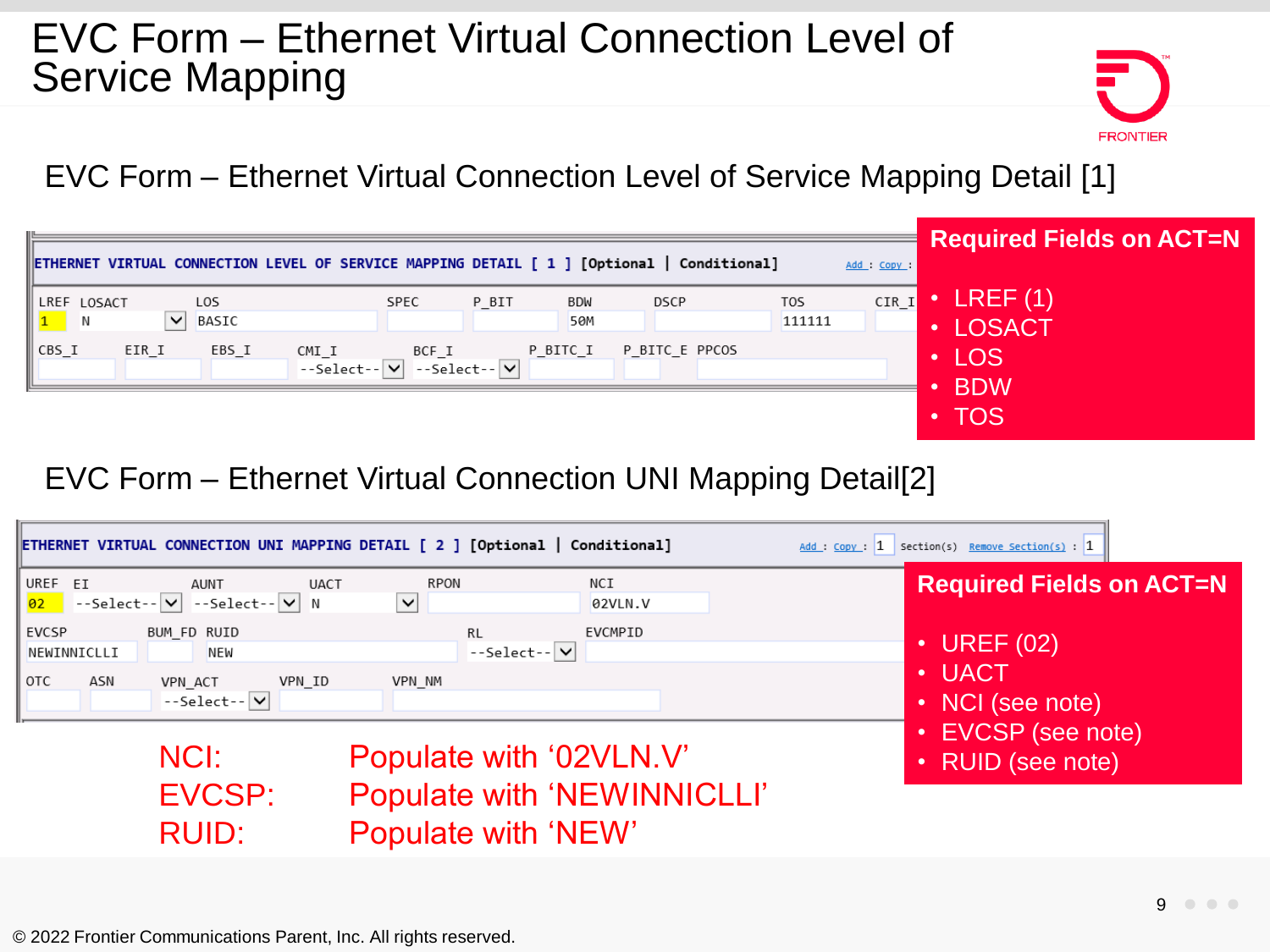# EVC Form – Ethernet Virtual Connection Level of Service Mapping

## EVC Form – Ethernet Virtual Connection Level of Service Mapping Detail [1]

ETHERNET VIRTUAL CONNECTION LEVEL OF SERVICE MAPPING DETAIL [ 1 ] [Optional | Conditional]   Add : Copy :

| LREF | LOSACT | LOS | SPEC | P_BIT | BDW | DSCP | TOS | CIR_I |
|---|---|---|---|---|---|---|---|---|
| 1 | N | BASIC | | | 50M | | 111111 | |

| CBS_I | EIR_I | EBS_I | CMI_I | BCF_I | P_BITC_I | P_BITC_E | PPCOS |
|---|---|---|---|---|---|---|---|
| | | | --Select-- | --Select-- | | | |

**Required Fields on ACT=N**

- LREF (1)
- LOSACT
- LOS
- BDW
- TOS

## EVC Form – Ethernet Virtual Connection UNI Mapping Detail[2]

ETHERNET VIRTUAL CONNECTION UNI MAPPING DETAIL [ 2 ] [Optional | Conditional]   Add : Copy : 1 Section(s) Remove Section(s) : 1

| UREF | EI | AUNT | UACT | RPON | NCI |
|---|---|---|---|---|---|
| 02 | --Select-- | --Select-- | N | | 02VLN.V |

| EVCSP | BUM_FD | RUID | RL | EVCMPID |
|---|---|---|---|---|
| NEWINNICLLI | | NEW | --Select-- | |

| OTC | ASN | VPN_ACT | VPN_ID | VPN_NM |
|---|---|---|---|---|
| | | --Select-- | | |

**Required Fields on ACT=N**

- UREF (02)
- UACT
- NCI (see note)
- EVCSP (see note)
- RUID (see note)

NCI: Populate with '02VLN.V'
EVCSP: Populate with 'NEWINNICLLI'
RUID: Populate with 'NEW'

© 2022 Frontier Communications Parent, Inc. All rights reserved.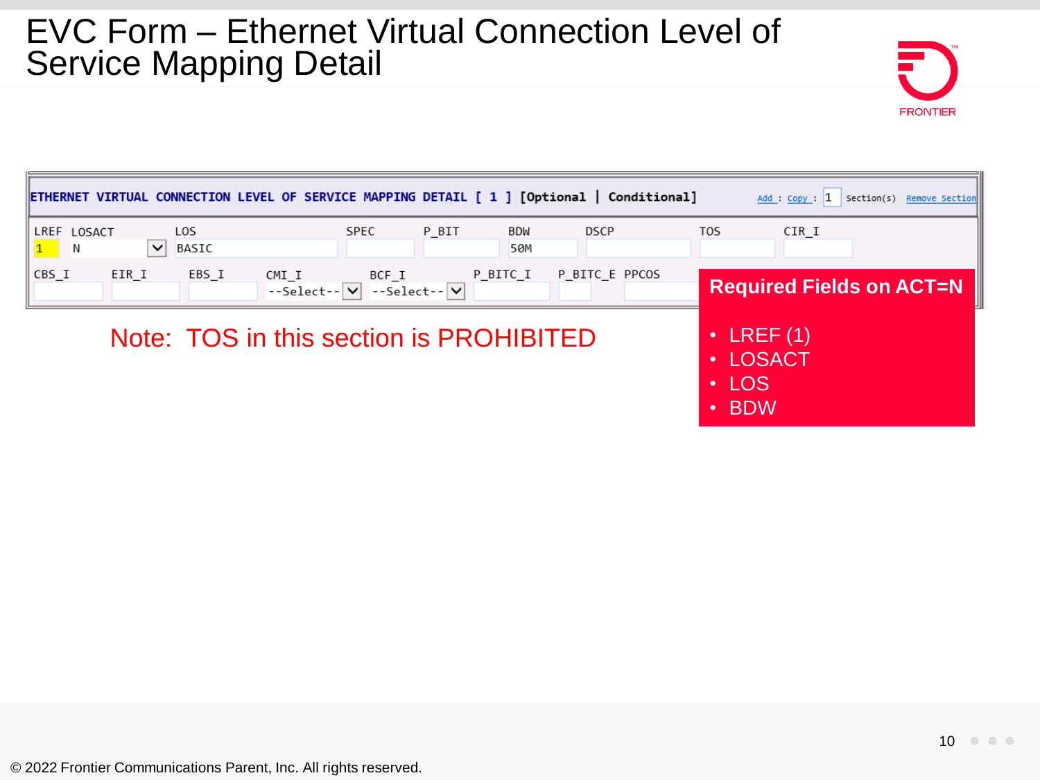# EVC Form – Ethernet Virtual Connection Level of Service Mapping Detail

**ETHERNET VIRTUAL CONNECTION LEVEL OF SERVICE MAPPING DETAIL [ 1 ] [Optional | Conditional]**

Add : Copy : 1 Section(s) Remove Section

| LREF | LOSACT | LOS | SPEC | P_BIT | BDW | DSCP | TOS | CIR_I |
|---|---|---|---|---|---|---|---|---|
| 1 | N | BASIC | | | 50M | | | |

| CBS_I | EIR_I | EBS_I | CMI_I | BCF_I | P_BITC_I | P_BITC_E | PPCOS |
|---|---|---|---|---|---|---|---|
| | | | --Select-- | --Select-- | | | |

Note: TOS in this section is PROHIBITED

**Required Fields on ACT=N**

- LREF (1)
- LOSACT
- LOS
- BDW

© 2022 Frontier Communications Parent, Inc. All rights reserved.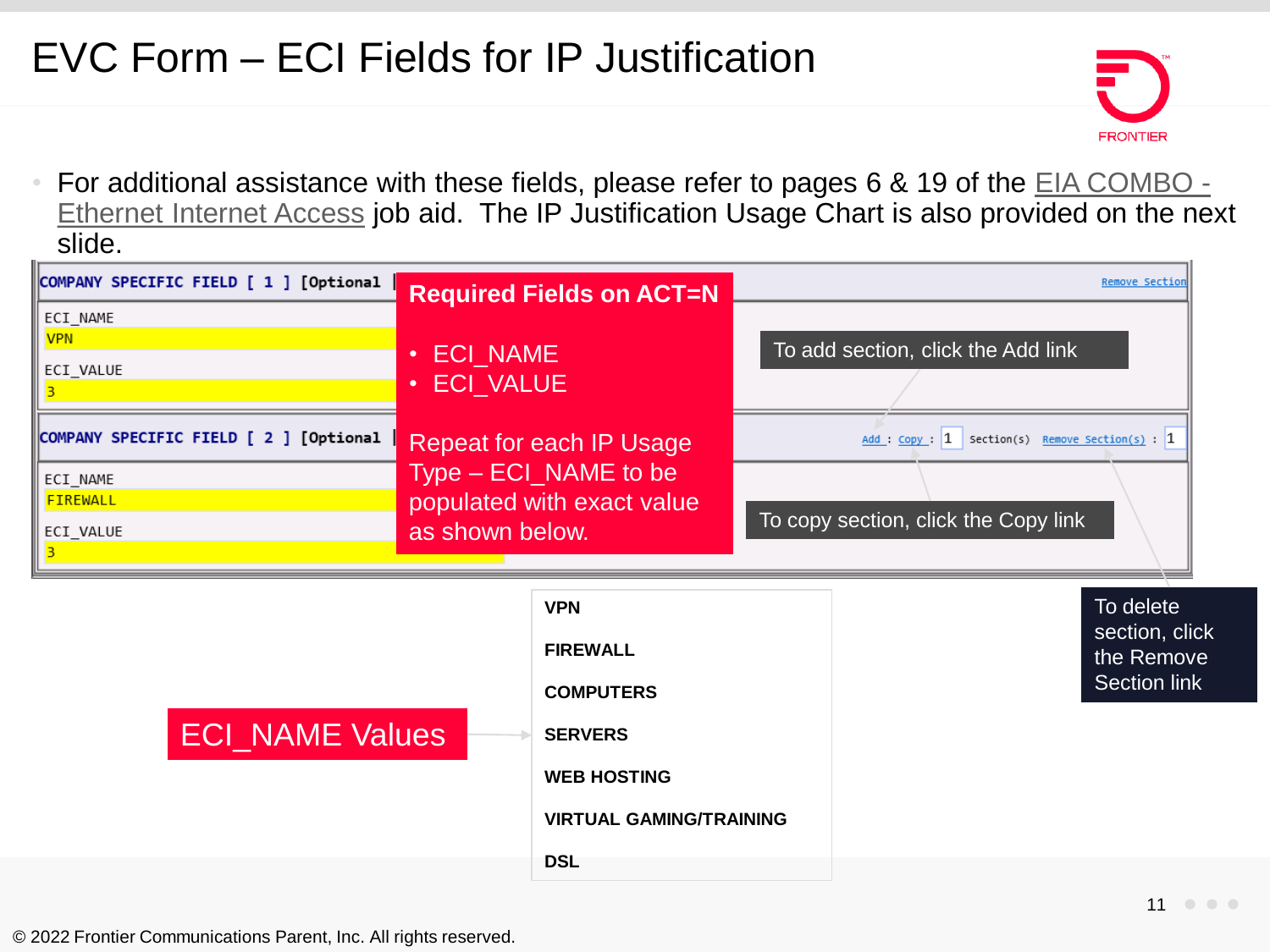# EVC Form – ECI Fields for IP Justification

- For additional assistance with these fields, please refer to pages 6 & 19 of the EIA COMBO - Ethernet Internet Access job aid. The IP Justification Usage Chart is also provided on the next slide.

COMPANY SPECIFIC FIELD [ 1 ] [Optional]

Remove Section

ECI_NAME

VPN

ECI_VALUE

3

COMPANY SPECIFIC FIELD [ 2 ] [Optional]

Add : Copy : 1 Section(s) Remove Section(s) : 1

ECI_NAME

FIREWALL

ECI_VALUE

3

**Required Fields on ACT=N**

- ECI_NAME
- ECI_VALUE

Repeat for each IP Usage Type – ECI_NAME to be populated with exact value as shown below.

To add section, click the Add link

To copy section, click the Copy link

To delete section, click the Remove Section link

ECI_NAME Values

- VPN
- FIREWALL
- COMPUTERS
- SERVERS
- WEB HOSTING
- VIRTUAL GAMING/TRAINING
- DSL

© 2022 Frontier Communications Parent, Inc. All rights reserved.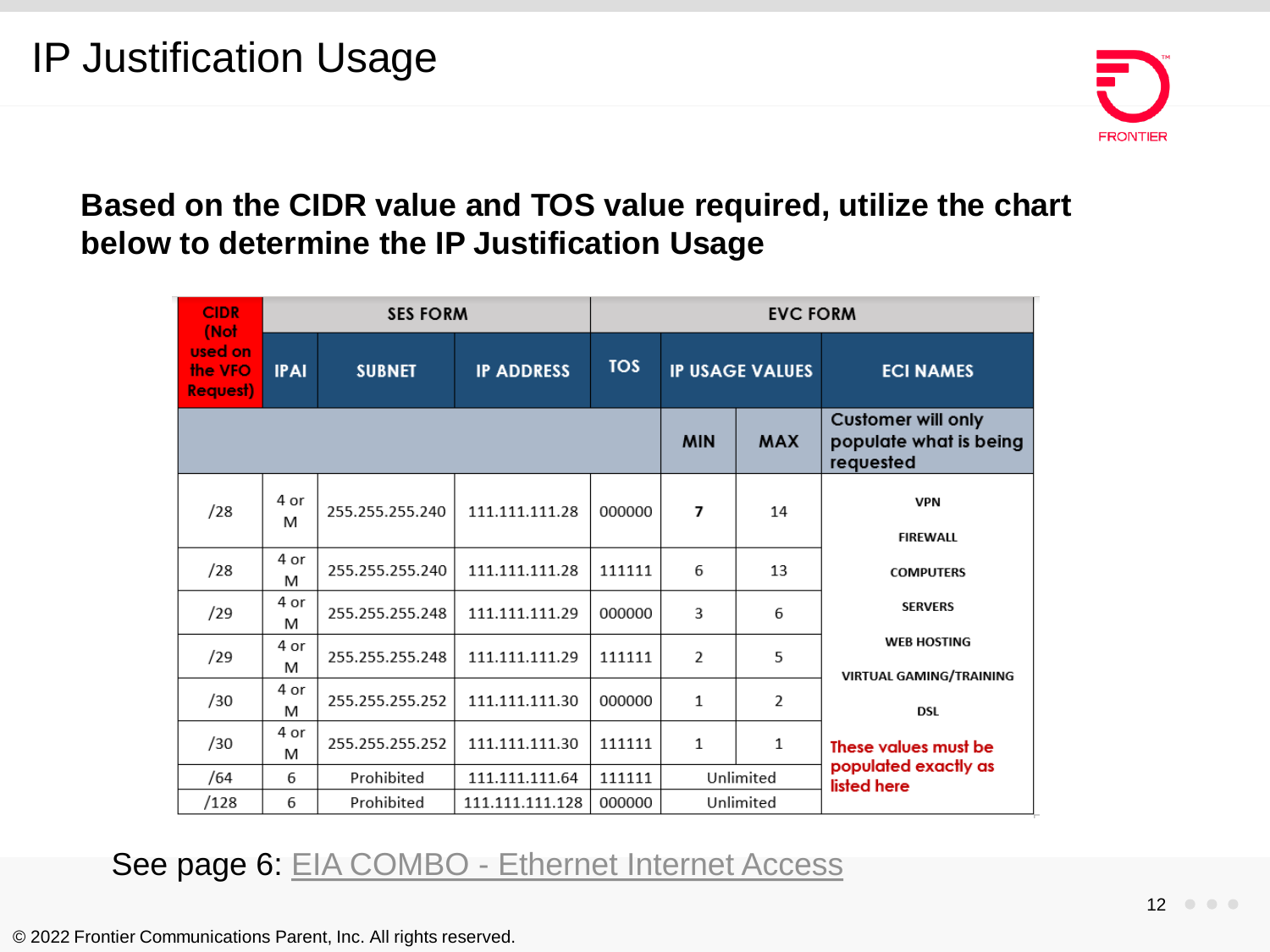# IP Justification Usage

**Based on the CIDR value and TOS value required, utilize the chart below to determine the IP Justification Usage**

| CIDR (Not used on the VFO Request) | SES FORM | | | EVC FORM | | | |
|---|---|---|---|---|---|---|---|
| | IPAI | SUBNET | IP ADDRESS | TOS | IP USAGE VALUES | | ECI NAMES |
| | | | | | MIN | MAX | Customer will only populate what is being requested |
| /28 | 4 or M | 255.255.255.240 | 111.111.111.28 | 000000 | **7** | 14 | VPN<br>FIREWALL<br>COMPUTERS<br>SERVERS<br>WEB HOSTING<br>VIRTUAL GAMING/TRAINING<br>DSL<br>These values must be populated exactly as listed here |
| /28 | 4 or M | 255.255.255.240 | 111.111.111.28 | 111111 | 6 | 13 | |
| /29 | 4 or M | 255.255.255.248 | 111.111.111.29 | 000000 | 3 | 6 | |
| /29 | 4 or M | 255.255.255.248 | 111.111.111.29 | 111111 | 2 | 5 | |
| /30 | 4 or M | 255.255.255.252 | 111.111.111.30 | 000000 | 1 | 2 | |
| /30 | 4 or M | 255.255.255.252 | 111.111.111.30 | 111111 | 1 | 1 | |
| /64 | 6 | Prohibited | 111.111.111.64 | 111111 | Unlimited | | |
| /128 | 6 | Prohibited | 111.111.111.128 | 000000 | Unlimited | | |

See page 6: EIA COMBO - Ethernet Internet Access

© 2022 Frontier Communications Parent, Inc. All rights reserved.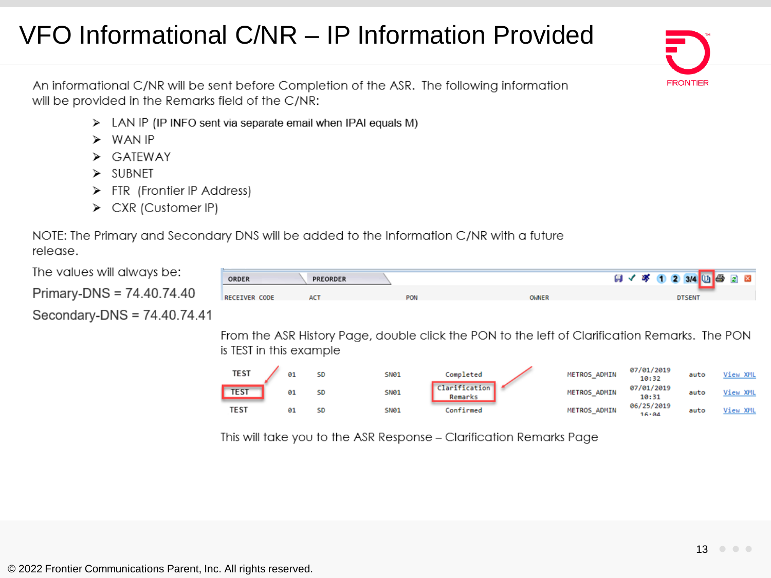# VFO Informational C/NR – IP Information Provided

FRONTIER

An informational C/NR will be sent before Completion of the ASR. The following information will be provided in the Remarks field of the C/NR:

- LAN IP (IP INFO sent via separate email when IPAI equals M)
- WAN IP
- GATEWAY
- SUBNET
- FTR (Frontier IP Address)
- CXR (Customer IP)

NOTE: The Primary and Secondary DNS will be added to the Information C/NR with a future release.

The values will always be:

Primary-DNS = 74.40.74.40

Secondary-DNS = 74.40.74.41

ORDER PREORDER

RECEIVER CODE ACT PON OWNER DTSENT

From the ASR History Page, double click the PON to the left of Clarification Remarks. The PON is TEST in this example

| | | | | | | | | |
|---|---|---|---|---|---|---|---|---|
| TEST | 01 | SD | SN01 | Completed | METROS_ADMIN | 07/01/2019 10:32 | auto | View XML |
| TEST | 01 | SD | SN01 | Clarification Remarks | METROS_ADMIN | 07/01/2019 10:31 | auto | View XML |
| TEST | 01 | SD | SN01 | Confirmed | METROS_ADMIN | 06/25/2019 16:04 | auto | View XML |

This will take you to the ASR Response – Clarification Remarks Page

© 2022 Frontier Communications Parent, Inc. All rights reserved.